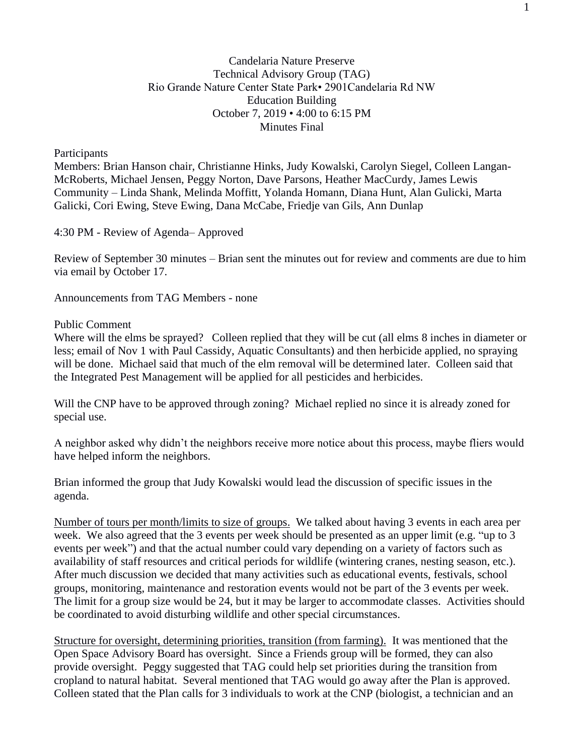Candelaria Nature Preserve
Technical Advisory Group (TAG)
Rio Grande Nature Center State Park• 2901Candelaria Rd NW
Education Building
October 7, 2019 • 4:00 to 6:15 PM
Minutes Final

Participants
Members: Brian Hanson chair, Christianne Hinks, Judy Kowalski, Carolyn Siegel, Colleen Langan-McRoberts, Michael Jensen, Peggy Norton, Dave Parsons, Heather MacCurdy, James Lewis
Community – Linda Shank, Melinda Moffitt, Yolanda Homann, Diana Hunt, Alan Gulicki, Marta Galicki, Cori Ewing, Steve Ewing, Dana McCabe, Friedje van Gils, Ann Dunlap

4:30 PM - Review of Agenda– Approved

Review of September 30 minutes – Brian sent the minutes out for review and comments are due to him via email by October 17.

Announcements from TAG Members - none

Public Comment
Where will the elms be sprayed? Colleen replied that they will be cut (all elms 8 inches in diameter or less; email of Nov 1 with Paul Cassidy, Aquatic Consultants) and then herbicide applied, no spraying will be done. Michael said that much of the elm removal will be determined later. Colleen said that the Integrated Pest Management will be applied for all pesticides and herbicides.

Will the CNP have to be approved through zoning? Michael replied no since it is already zoned for special use.

A neighbor asked why didn't the neighbors receive more notice about this process, maybe fliers would have helped inform the neighbors.

Brian informed the group that Judy Kowalski would lead the discussion of specific issues in the agenda.

<u>Number of tours per month/limits to size of groups.</u> We talked about having 3 events in each area per week. We also agreed that the 3 events per week should be presented as an upper limit (e.g. "up to 3 events per week") and that the actual number could vary depending on a variety of factors such as availability of staff resources and critical periods for wildlife (wintering cranes, nesting season, etc.). After much discussion we decided that many activities such as educational events, festivals, school groups, monitoring, maintenance and restoration events would not be part of the 3 events per week. The limit for a group size would be 24, but it may be larger to accommodate classes. Activities should be coordinated to avoid disturbing wildlife and other special circumstances.

<u>Structure for oversight, determining priorities, transition (from farming).</u> It was mentioned that the Open Space Advisory Board has oversight. Since a Friends group will be formed, they can also provide oversight. Peggy suggested that TAG could help set priorities during the transition from cropland to natural habitat. Several mentioned that TAG would go away after the Plan is approved. Colleen stated that the Plan calls for 3 individuals to work at the CNP (biologist, a technician and an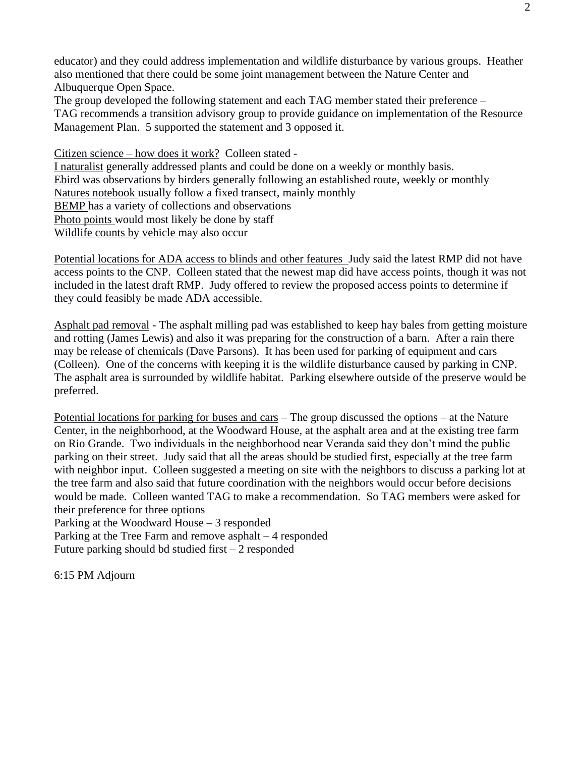educator) and they could address implementation and wildlife disturbance by various groups. Heather also mentioned that there could be some joint management between the Nature Center and Albuquerque Open Space.

The group developed the following statement and each TAG member stated their preference – TAG recommends a transition advisory group to provide guidance on implementation of the Resource Management Plan. 5 supported the statement and 3 opposed it.

<u>Citizen science – how does it work?</u> Colleen stated -
<u>I naturalist</u> generally addressed plants and could be done on a weekly or monthly basis.
<u>Ebird</u> was observations by birders generally following an established route, weekly or monthly
<u>Natures notebook</u> usually follow a fixed transect, mainly monthly
<u>BEMP</u> has a variety of collections and observations
<u>Photo points</u> would most likely be done by staff
<u>Wildlife counts by vehicle</u> may also occur

<u>Potential locations for ADA access to blinds and other features</u> Judy said the latest RMP did not have access points to the CNP. Colleen stated that the newest map did have access points, though it was not included in the latest draft RMP. Judy offered to review the proposed access points to determine if they could feasibly be made ADA accessible.

<u>Asphalt pad removal</u> - The asphalt milling pad was established to keep hay bales from getting moisture and rotting (James Lewis) and also it was preparing for the construction of a barn. After a rain there may be release of chemicals (Dave Parsons). It has been used for parking of equipment and cars (Colleen). One of the concerns with keeping it is the wildlife disturbance caused by parking in CNP. The asphalt area is surrounded by wildlife habitat. Parking elsewhere outside of the preserve would be preferred.

<u>Potential locations for parking for buses and cars</u> – The group discussed the options – at the Nature Center, in the neighborhood, at the Woodward House, at the asphalt area and at the existing tree farm on Rio Grande. Two individuals in the neighborhood near Veranda said they don't mind the public parking on their street. Judy said that all the areas should be studied first, especially at the tree farm with neighbor input. Colleen suggested a meeting on site with the neighbors to discuss a parking lot at the tree farm and also said that future coordination with the neighbors would occur before decisions would be made. Colleen wanted TAG to make a recommendation. So TAG members were asked for their preference for three options
Parking at the Woodward House – 3 responded
Parking at the Tree Farm and remove asphalt – 4 responded
Future parking should bd studied first – 2 responded

6:15 PM Adjourn